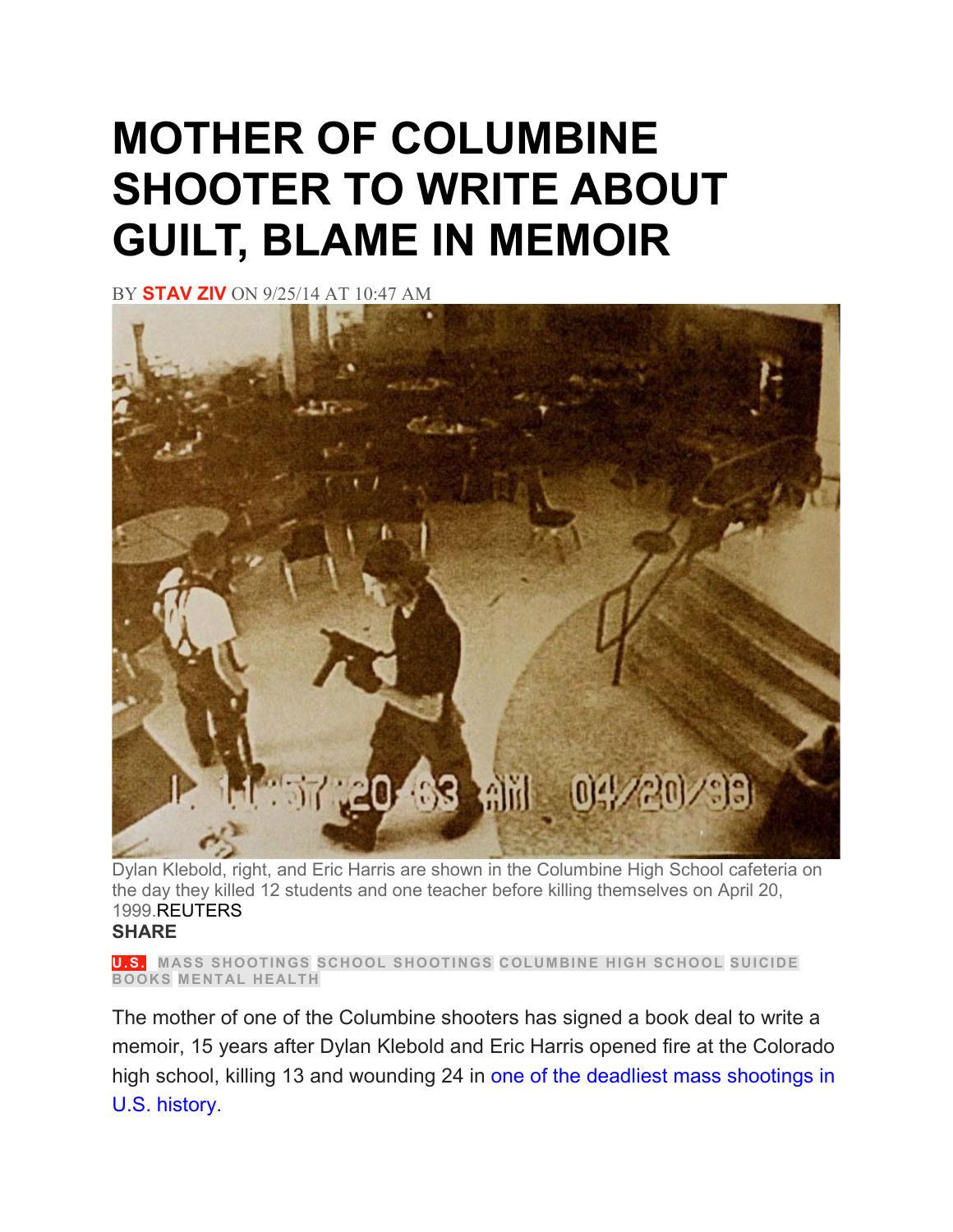# MOTHER OF COLUMBINE SHOOTER TO WRITE ABOUT GUILT, BLAME IN MEMOIR

BY **STAV ZIV** ON 9/25/14 AT 10:47 AM

Dylan Klebold, right, and Eric Harris are shown in the Columbine High School cafeteria on the day they killed 12 students and one teacher before killing themselves on April 20, 1999.REUTERS

**SHARE**

U.S. MASS SHOOTINGS SCHOOL SHOOTINGS COLUMBINE HIGH SCHOOL SUICIDE BOOKS MENTAL HEALTH

The mother of one of the Columbine shooters has signed a book deal to write a memoir, 15 years after Dylan Klebold and Eric Harris opened fire at the Colorado high school, killing 13 and wounding 24 in one of the deadliest mass shootings in U.S. history.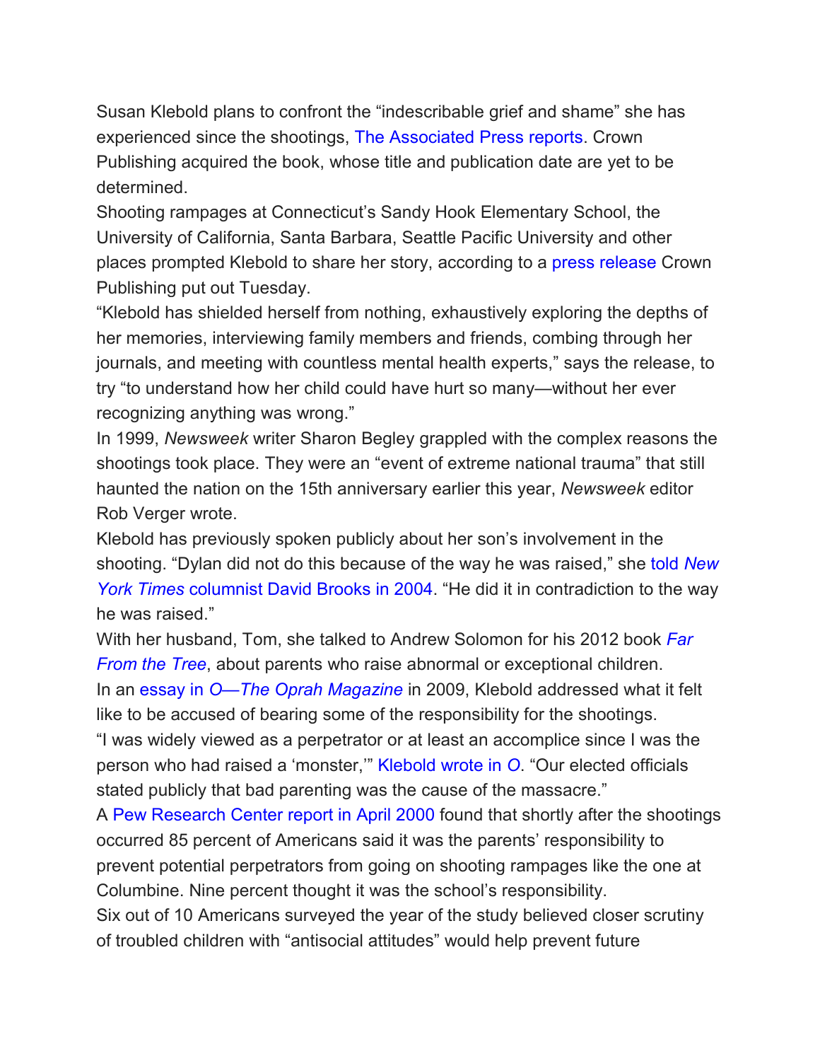Susan Klebold plans to confront the "indescribable grief and shame" she has experienced since the shootings, The Associated Press reports. Crown Publishing acquired the book, whose title and publication date are yet to be determined.

Shooting rampages at Connecticut's Sandy Hook Elementary School, the University of California, Santa Barbara, Seattle Pacific University and other places prompted Klebold to share her story, according to a press release Crown Publishing put out Tuesday.

"Klebold has shielded herself from nothing, exhaustively exploring the depths of her memories, interviewing family members and friends, combing through her journals, and meeting with countless mental health experts," says the release, to try "to understand how her child could have hurt so many—without her ever recognizing anything was wrong."

In 1999, *Newsweek* writer Sharon Begley grappled with the complex reasons the shootings took place. They were an "event of extreme national trauma" that still haunted the nation on the 15th anniversary earlier this year, *Newsweek* editor Rob Verger wrote.

Klebold has previously spoken publicly about her son's involvement in the shooting. "Dylan did not do this because of the way he was raised," she told *New York Times* columnist David Brooks in 2004. "He did it in contradiction to the way he was raised."

With her husband, Tom, she talked to Andrew Solomon for his 2012 book *Far From the Tree*, about parents who raise abnormal or exceptional children.

In an essay in *O—The Oprah Magazine* in 2009, Klebold addressed what it felt like to be accused of bearing some of the responsibility for the shootings.

"I was widely viewed as a perpetrator or at least an accomplice since I was the person who had raised a 'monster,'" Klebold wrote in *O*. "Our elected officials stated publicly that bad parenting was the cause of the massacre."

A Pew Research Center report in April 2000 found that shortly after the shootings occurred 85 percent of Americans said it was the parents' responsibility to prevent potential perpetrators from going on shooting rampages like the one at Columbine. Nine percent thought it was the school's responsibility.

Six out of 10 Americans surveyed the year of the study believed closer scrutiny of troubled children with "antisocial attitudes" would help prevent future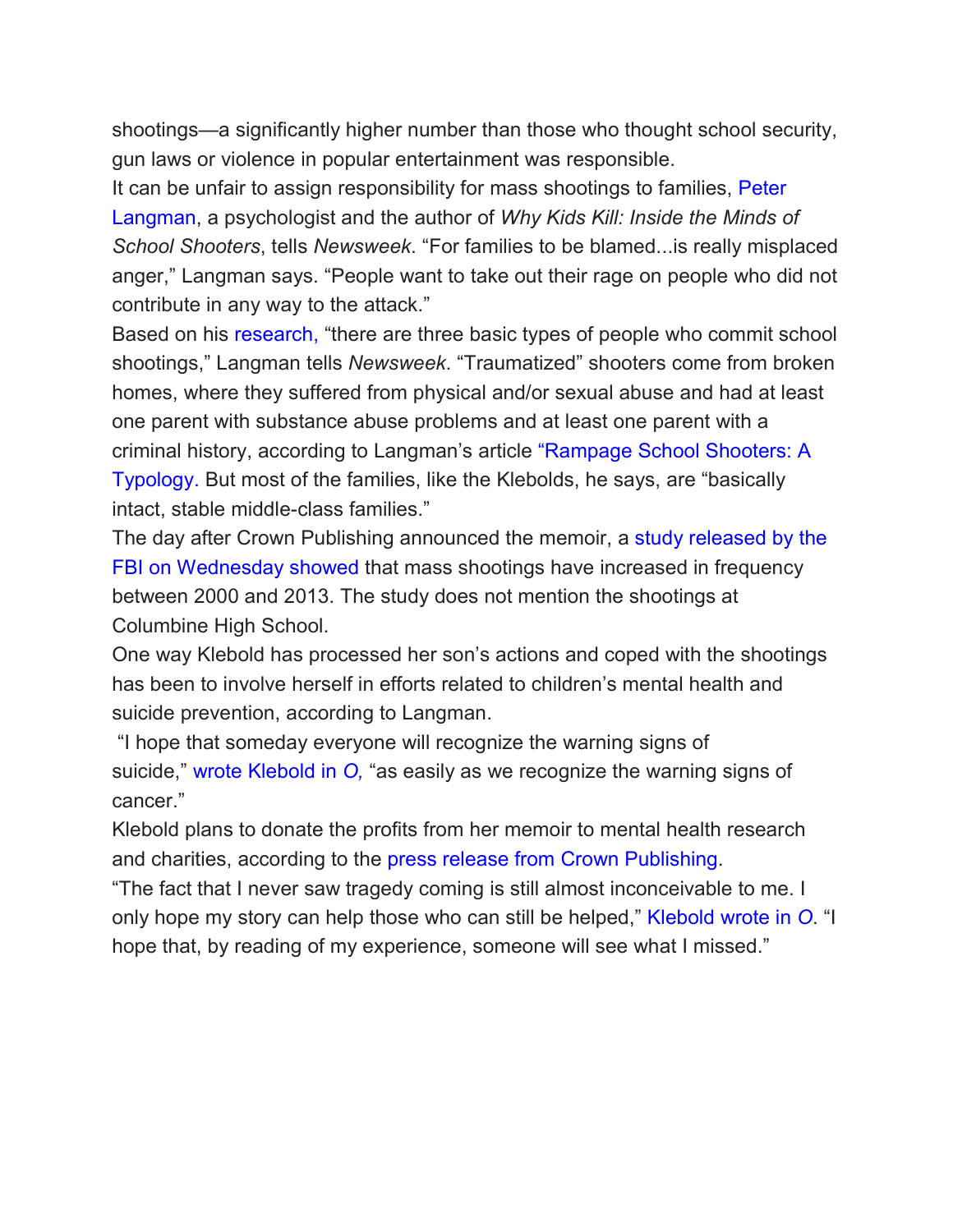shootings—a significantly higher number than those who thought school security, gun laws or violence in popular entertainment was responsible.

It can be unfair to assign responsibility for mass shootings to families, Peter Langman, a psychologist and the author of *Why Kids Kill: Inside the Minds of School Shooters*, tells *Newsweek*. "For families to be blamed...is really misplaced anger," Langman says. "People want to take out their rage on people who did not contribute in any way to the attack."

Based on his research, "there are three basic types of people who commit school shootings," Langman tells *Newsweek*. "Traumatized" shooters come from broken homes, where they suffered from physical and/or sexual abuse and had at least one parent with substance abuse problems and at least one parent with a criminal history, according to Langman's article "Rampage School Shooters: A Typology. But most of the families, like the Klebolds, he says, are "basically intact, stable middle-class families."

The day after Crown Publishing announced the memoir, a study released by the FBI on Wednesday showed that mass shootings have increased in frequency between 2000 and 2013. The study does not mention the shootings at Columbine High School.

One way Klebold has processed her son's actions and coped with the shootings has been to involve herself in efforts related to children's mental health and suicide prevention, according to Langman.

"I hope that someday everyone will recognize the warning signs of suicide," wrote Klebold in *O*, "as easily as we recognize the warning signs of cancer."

Klebold plans to donate the profits from her memoir to mental health research and charities, according to the press release from Crown Publishing.

"The fact that I never saw tragedy coming is still almost inconceivable to me. I only hope my story can help those who can still be helped," Klebold wrote in *O*. "I hope that, by reading of my experience, someone will see what I missed."